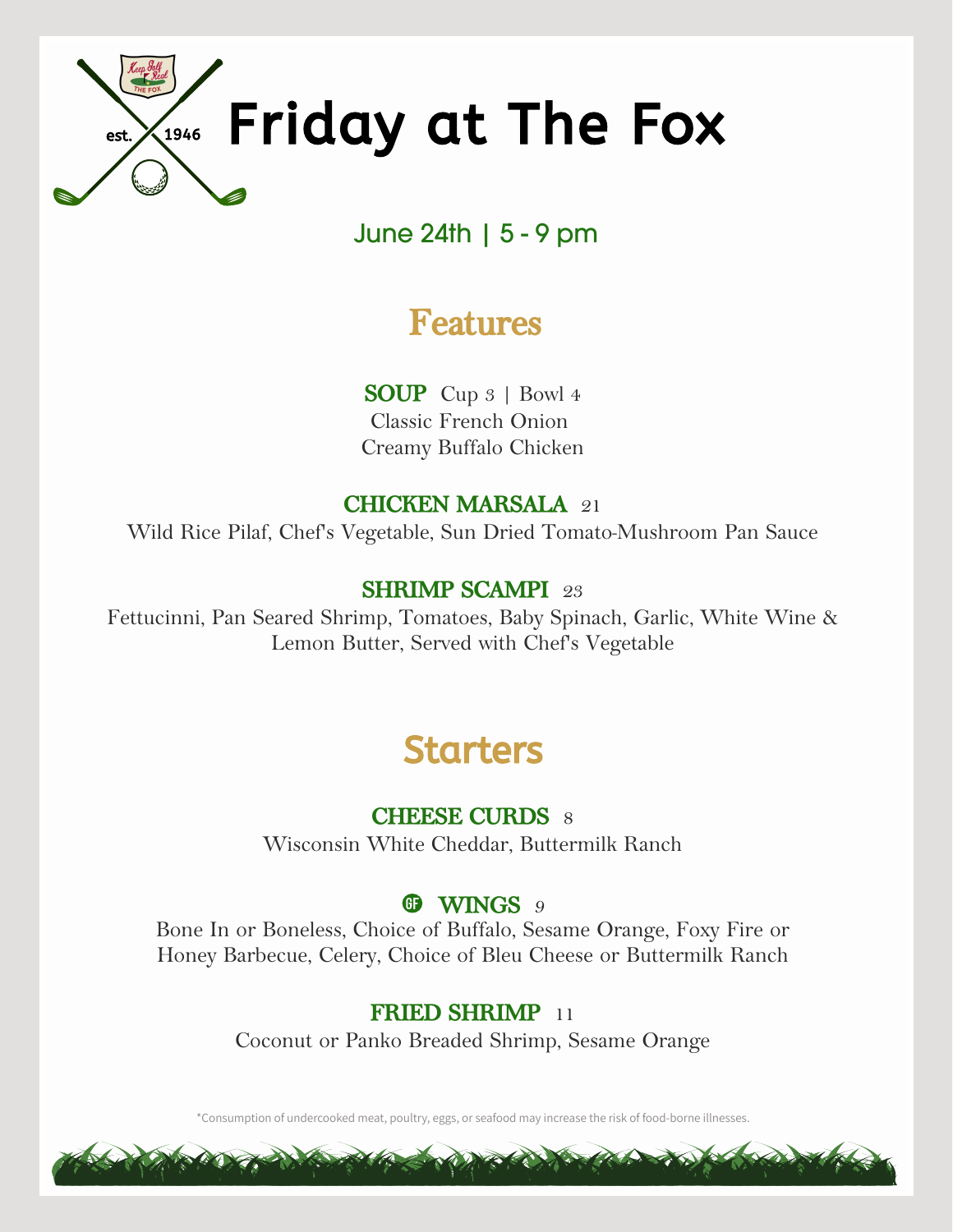# Friday at The Fox

June 24th | 5 - 9 pm

## Features

**SOUP** Cup 3 | Bowl 4
Classic French Onion
Creamy Buffalo Chicken

**CHICKEN MARSALA** 21
Wild Rice Pilaf, Chef's Vegetable, Sun Dried Tomato-Mushroom Pan Sauce

**SHRIMP SCAMPI** 23
Fettucinni, Pan Seared Shrimp, Tomatoes, Baby Spinach, Garlic, White Wine & Lemon Butter, Served with Chef's Vegetable

## Starters

**CHEESE CURDS** 8
Wisconsin White Cheddar, Buttermilk Ranch

GF **WINGS** 9
Bone In or Boneless, Choice of Buffalo, Sesame Orange, Foxy Fire or Honey Barbecue, Celery, Choice of Bleu Cheese or Buttermilk Ranch

**FRIED SHRIMP** 11
Coconut or Panko Breaded Shrimp, Sesame Orange

*Consumption of undercooked meat, poultry, eggs, or seafood may increase the risk of food-borne illnesses.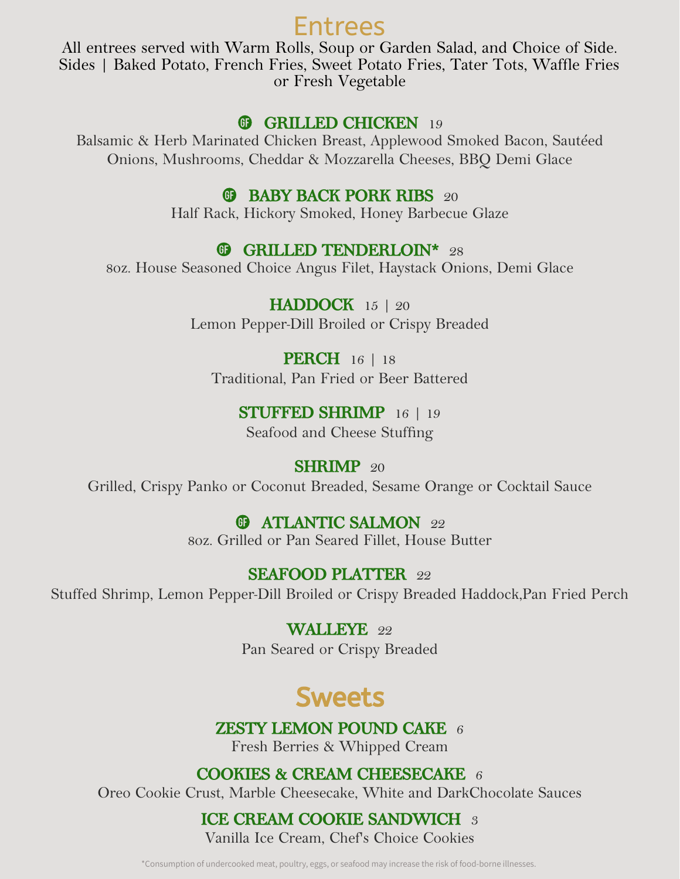# Entrees

All entrees served with Warm Rolls, Soup or Garden Salad, and Choice of Side.
Sides | Baked Potato, French Fries, Sweet Potato Fries, Tater Tots, Waffle Fries or Fresh Vegetable

### GF GRILLED CHICKEN *19*

Balsamic & Herb Marinated Chicken Breast, Applewood Smoked Bacon, Sautéed Onions, Mushrooms, Cheddar & Mozzarella Cheeses, BBQ Demi Glace

### GF BABY BACK PORK RIBS *20*

Half Rack, Hickory Smoked, Honey Barbecue Glaze

### GF GRILLED TENDERLOIN* *28*

8oz. House Seasoned Choice Angus Filet, Haystack Onions, Demi Glace

### HADDOCK *15 | 20*

Lemon Pepper-Dill Broiled or Crispy Breaded

### PERCH *16 | 18*

Traditional, Pan Fried or Beer Battered

### STUFFED SHRIMP *16 | 19*

Seafood and Cheese Stuffing

### SHRIMP *20*

Grilled, Crispy Panko or Coconut Breaded, Sesame Orange or Cocktail Sauce

### GF ATLANTIC SALMON *22*

8oz. Grilled or Pan Seared Fillet, House Butter

### SEAFOOD PLATTER *22*

Stuffed Shrimp, Lemon Pepper-Dill Broiled or Crispy Breaded Haddock,Pan Fried Perch

### WALLEYE *22*

Pan Seared or Crispy Breaded

# Sweets

### ZESTY LEMON POUND CAKE *6*

Fresh Berries & Whipped Cream

### COOKIES & CREAM CHEESECAKE *6*

Oreo Cookie Crust, Marble Cheesecake, White and DarkChocolate Sauces

### ICE CREAM COOKIE SANDWICH *3*

Vanilla Ice Cream, Chef's Choice Cookies

*Consumption of undercooked meat, poultry, eggs, or seafood may increase the risk of food-borne illnesses.